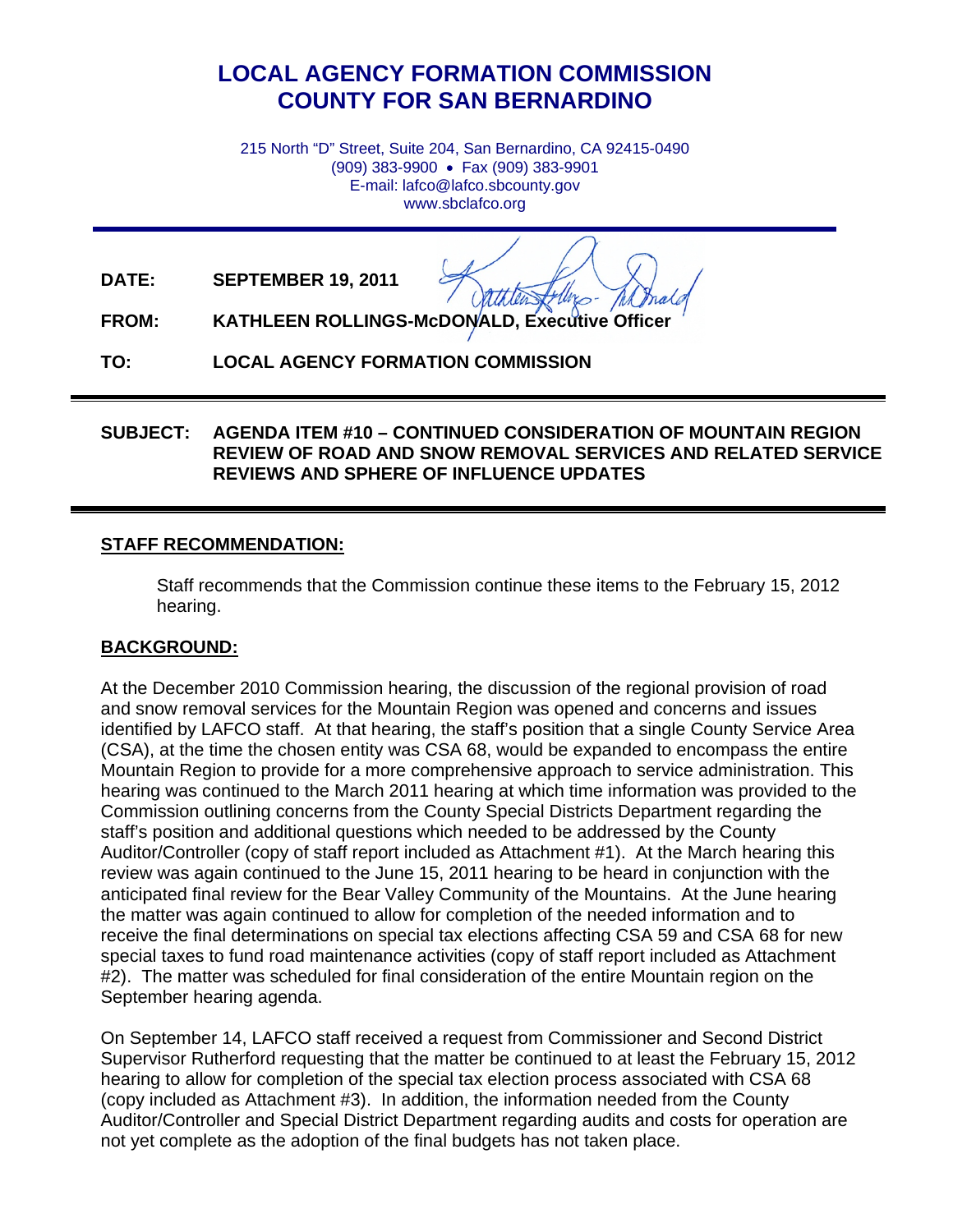# LOCAL AGENCY FORMATION COMMISSION
# COUNTY FOR SAN BERNARDINO

215 North "D" Street, Suite 204, San Bernardino, CA 92415-0490
(909) 383-9900 • Fax (909) 383-9901
E-mail: lafco@lafco.sbcounty.gov
www.sbclafco.org

**DATE:** **SEPTEMBER 19, 2011**

**FROM:** **KATHLEEN ROLLINGS-McDONALD, Executive Officer**

**TO:** **LOCAL AGENCY FORMATION COMMISSION**

**SUBJECT:** **AGENDA ITEM #10 – CONTINUED CONSIDERATION OF MOUNTAIN REGION REVIEW OF ROAD AND SNOW REMOVAL SERVICES AND RELATED SERVICE REVIEWS AND SPHERE OF INFLUENCE UPDATES**

## STAFF RECOMMENDATION:

Staff recommends that the Commission continue these items to the February 15, 2012 hearing.

## BACKGROUND:

At the December 2010 Commission hearing, the discussion of the regional provision of road and snow removal services for the Mountain Region was opened and concerns and issues identified by LAFCO staff. At that hearing, the staff's position that a single County Service Area (CSA), at the time the chosen entity was CSA 68, would be expanded to encompass the entire Mountain Region to provide for a more comprehensive approach to service administration. This hearing was continued to the March 2011 hearing at which time information was provided to the Commission outlining concerns from the County Special Districts Department regarding the staff's position and additional questions which needed to be addressed by the County Auditor/Controller (copy of staff report included as Attachment #1). At the March hearing this review was again continued to the June 15, 2011 hearing to be heard in conjunction with the anticipated final review for the Bear Valley Community of the Mountains. At the June hearing the matter was again continued to allow for completion of the needed information and to receive the final determinations on special tax elections affecting CSA 59 and CSA 68 for new special taxes to fund road maintenance activities (copy of staff report included as Attachment #2). The matter was scheduled for final consideration of the entire Mountain region on the September hearing agenda.

On September 14, LAFCO staff received a request from Commissioner and Second District Supervisor Rutherford requesting that the matter be continued to at least the February 15, 2012 hearing to allow for completion of the special tax election process associated with CSA 68 (copy included as Attachment #3). In addition, the information needed from the County Auditor/Controller and Special District Department regarding audits and costs for operation are not yet complete as the adoption of the final budgets has not taken place.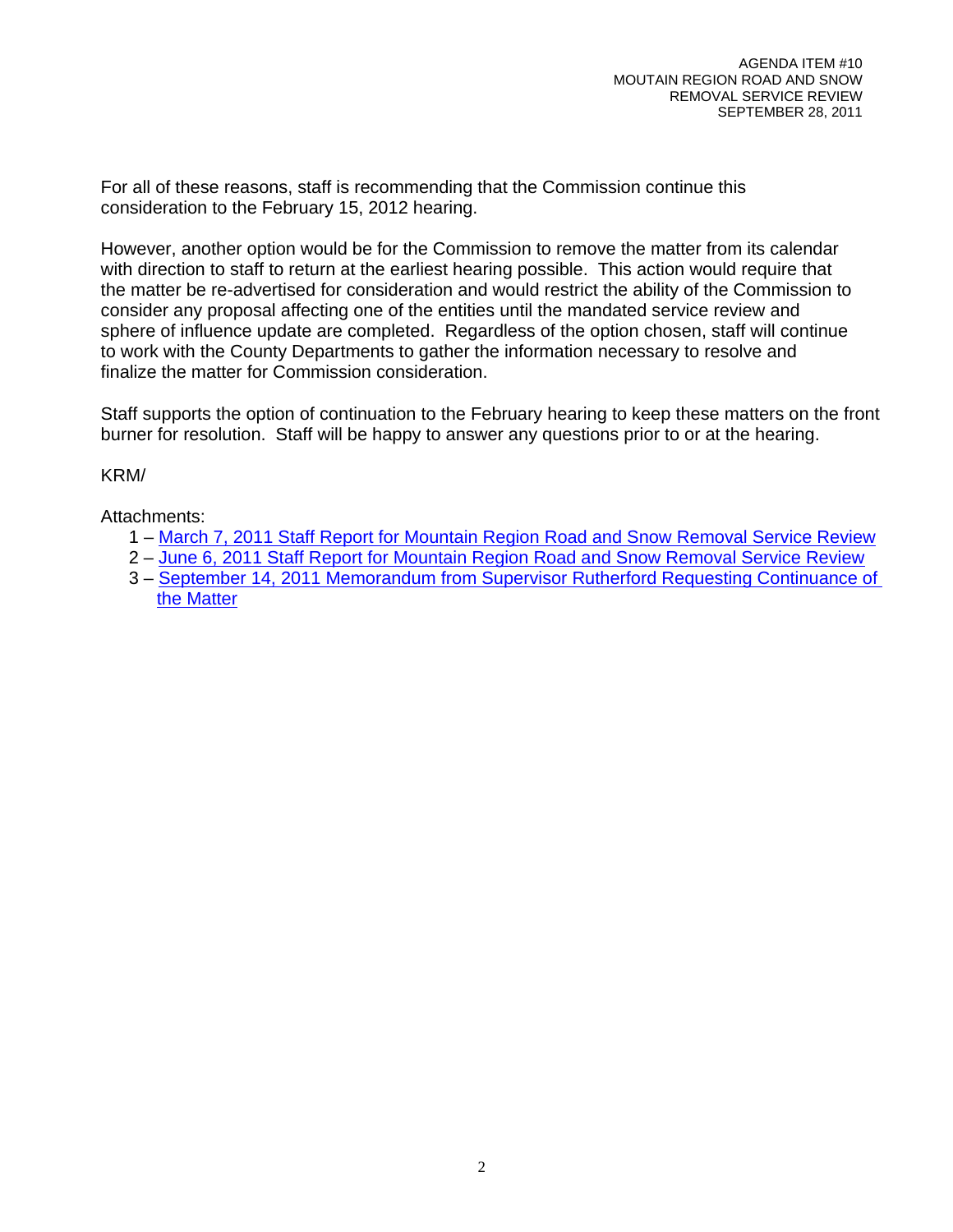For all of these reasons, staff is recommending that the Commission continue this consideration to the February 15, 2012 hearing.

However, another option would be for the Commission to remove the matter from its calendar with direction to staff to return at the earliest hearing possible. This action would require that the matter be re-advertised for consideration and would restrict the ability of the Commission to consider any proposal affecting one of the entities until the mandated service review and sphere of influence update are completed. Regardless of the option chosen, staff will continue to work with the County Departments to gather the information necessary to resolve and finalize the matter for Commission consideration.

Staff supports the option of continuation to the February hearing to keep these matters on the front burner for resolution. Staff will be happy to answer any questions prior to or at the hearing.

KRM/

Attachments:

1 – March 7, 2011 Staff Report for Mountain Region Road and Snow Removal Service Review
2 – June 6, 2011 Staff Report for Mountain Region Road and Snow Removal Service Review
3 – September 14, 2011 Memorandum from Supervisor Rutherford Requesting Continuance of the Matter